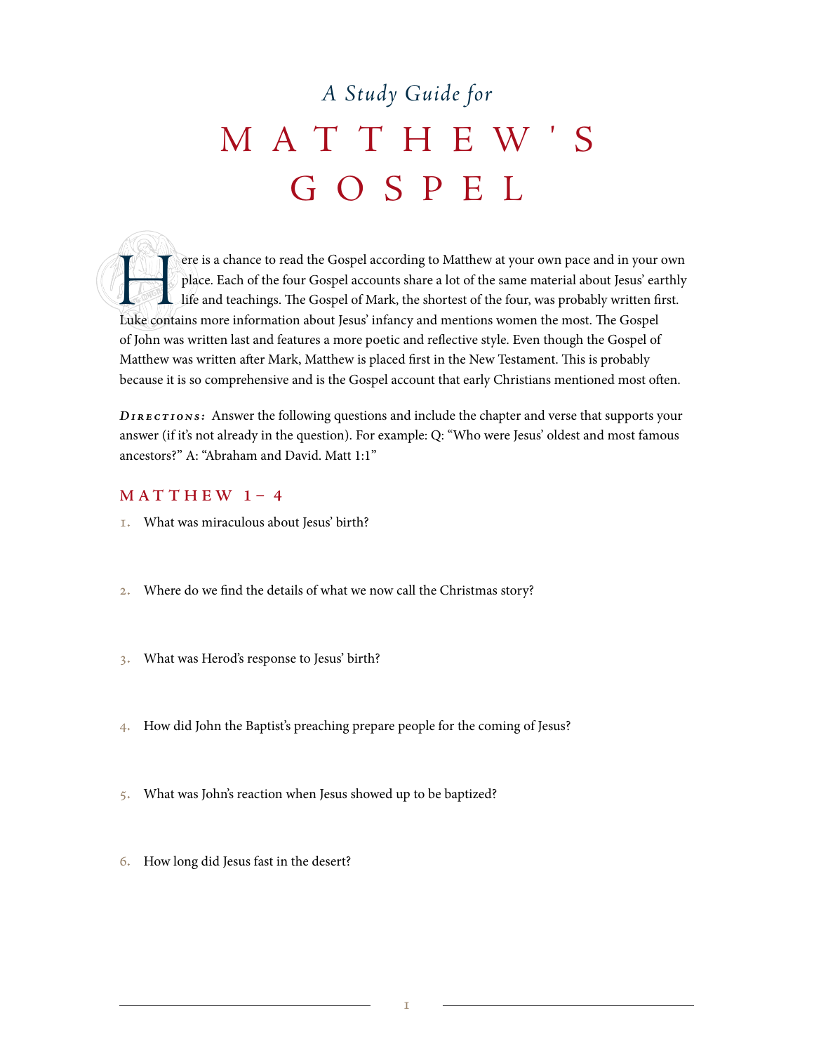# A Study Guide for MATTHEW'S GOSPEL

Here is a chance to read the Gospel according to Matthew at your own pace and in your own place. Each of the four Gospel accounts share a lot of the same material about Jesus' earthly life and teachings. The Gospel of Mark, the shortest of the four, was probably written first. Luke contains more information about Jesus' infancy and mentions women the most. The Gospel of John was written last and features a more poetic and reflective style. Even though the Gospel of Matthew was written after Mark, Matthew is placed first in the New Testament. This is probably because it is so comprehensive and is the Gospel account that early Christians mentioned most often.

***Directions:*** Answer the following questions and include the chapter and verse that supports your answer (if it's not already in the question). For example: Q: "Who were Jesus' oldest and most famous ancestors?" A: "Abraham and David. Matt 1:1"

## MATTHEW 1–4

1. What was miraculous about Jesus' birth?

2. Where do we find the details of what we now call the Christmas story?

3. What was Herod's response to Jesus' birth?

4. How did John the Baptist's preaching prepare people for the coming of Jesus?

5. What was John's reaction when Jesus showed up to be baptized?

6. How long did Jesus fast in the desert?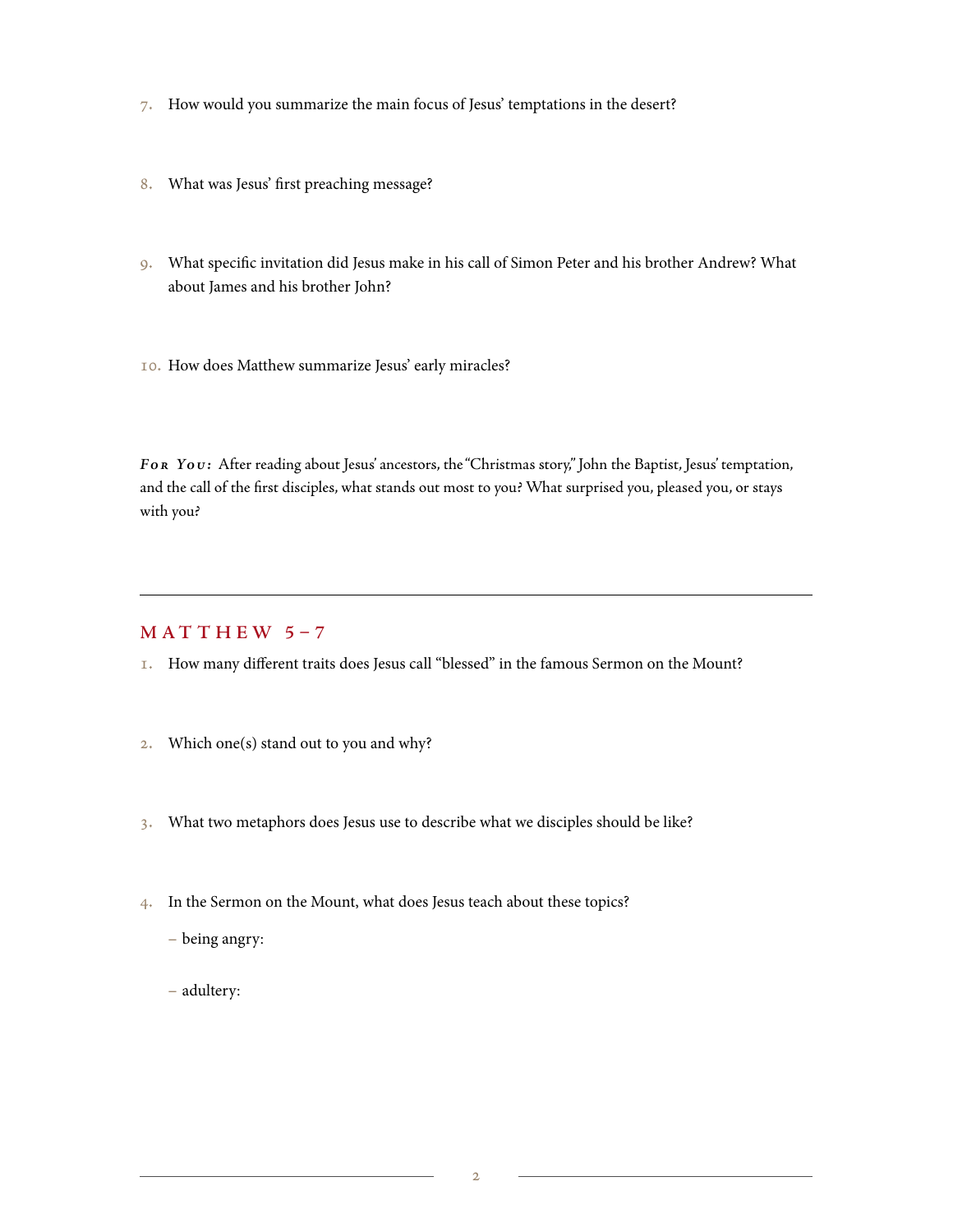7. How would you summarize the main focus of Jesus' temptations in the desert?

8. What was Jesus' first preaching message?

9. What specific invitation did Jesus make in his call of Simon Peter and his brother Andrew? What about James and his brother John?

10. How does Matthew summarize Jesus' early miracles?

***For You:*** After reading about Jesus' ancestors, the "Christmas story," John the Baptist, Jesus' temptation, and the call of the first disciples, what stands out most to you? What surprised you, pleased you, or stays with you?

---

## MATTHEW 5–7

1. How many different traits does Jesus call "blessed" in the famous Sermon on the Mount?

2. Which one(s) stand out to you and why?

3. What two metaphors does Jesus use to describe what we disciples should be like?

4. In the Sermon on the Mount, what does Jesus teach about these topics?

   – being angry:

   – adultery: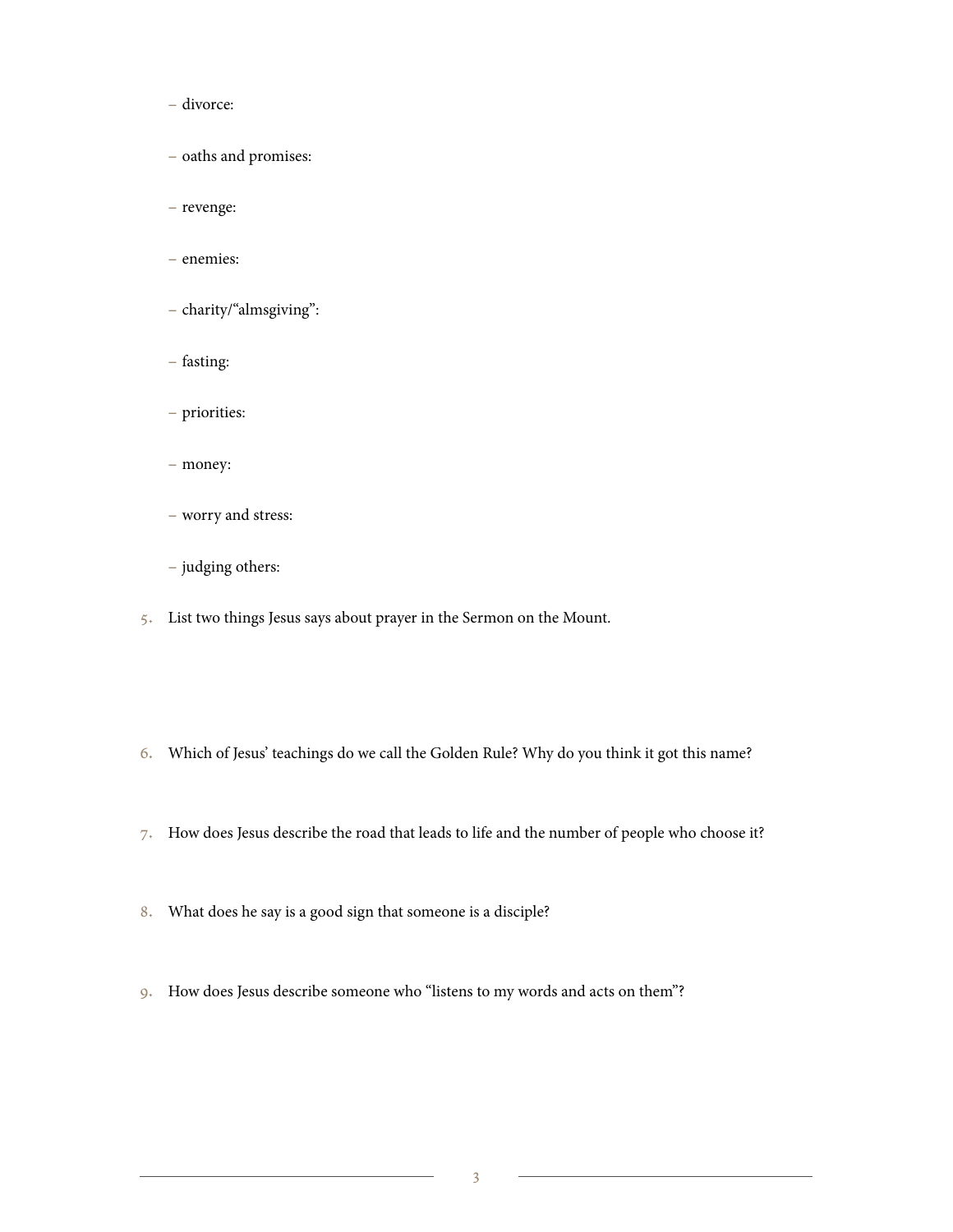– divorce:

– oaths and promises:

– revenge:

– enemies:

– charity/“almsgiving”:

– fasting:

– priorities:

– money:

– worry and stress:

– judging others:

5. List two things Jesus says about prayer in the Sermon on the Mount.

6. Which of Jesus’ teachings do we call the Golden Rule? Why do you think it got this name?

7. How does Jesus describe the road that leads to life and the number of people who choose it?

8. What does he say is a good sign that someone is a disciple?

9. How does Jesus describe someone who “listens to my words and acts on them”?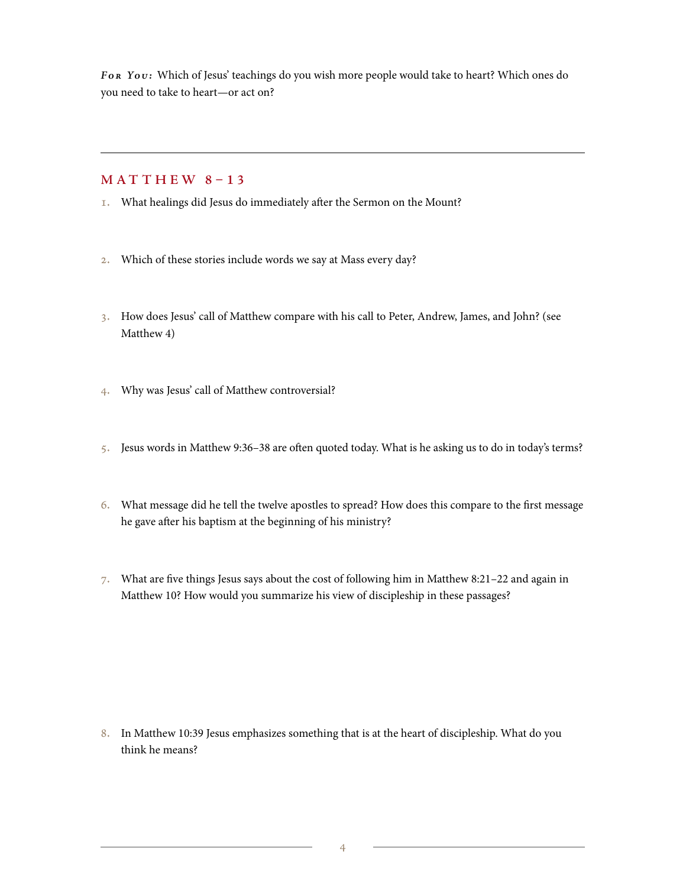***For You:*** Which of Jesus' teachings do you wish more people would take to heart? Which ones do you need to take to heart—or act on?

---

## MATTHEW 8–13

1. What healings did Jesus do immediately after the Sermon on the Mount?

2. Which of these stories include words we say at Mass every day?

3. How does Jesus' call of Matthew compare with his call to Peter, Andrew, James, and John? (see Matthew 4)

4. Why was Jesus' call of Matthew controversial?

5. Jesus words in Matthew 9:36–38 are often quoted today. What is he asking us to do in today's terms?

6. What message did he tell the twelve apostles to spread? How does this compare to the first message he gave after his baptism at the beginning of his ministry?

7. What are five things Jesus says about the cost of following him in Matthew 8:21–22 and again in Matthew 10? How would you summarize his view of discipleship in these passages?

8. In Matthew 10:39 Jesus emphasizes something that is at the heart of discipleship. What do you think he means?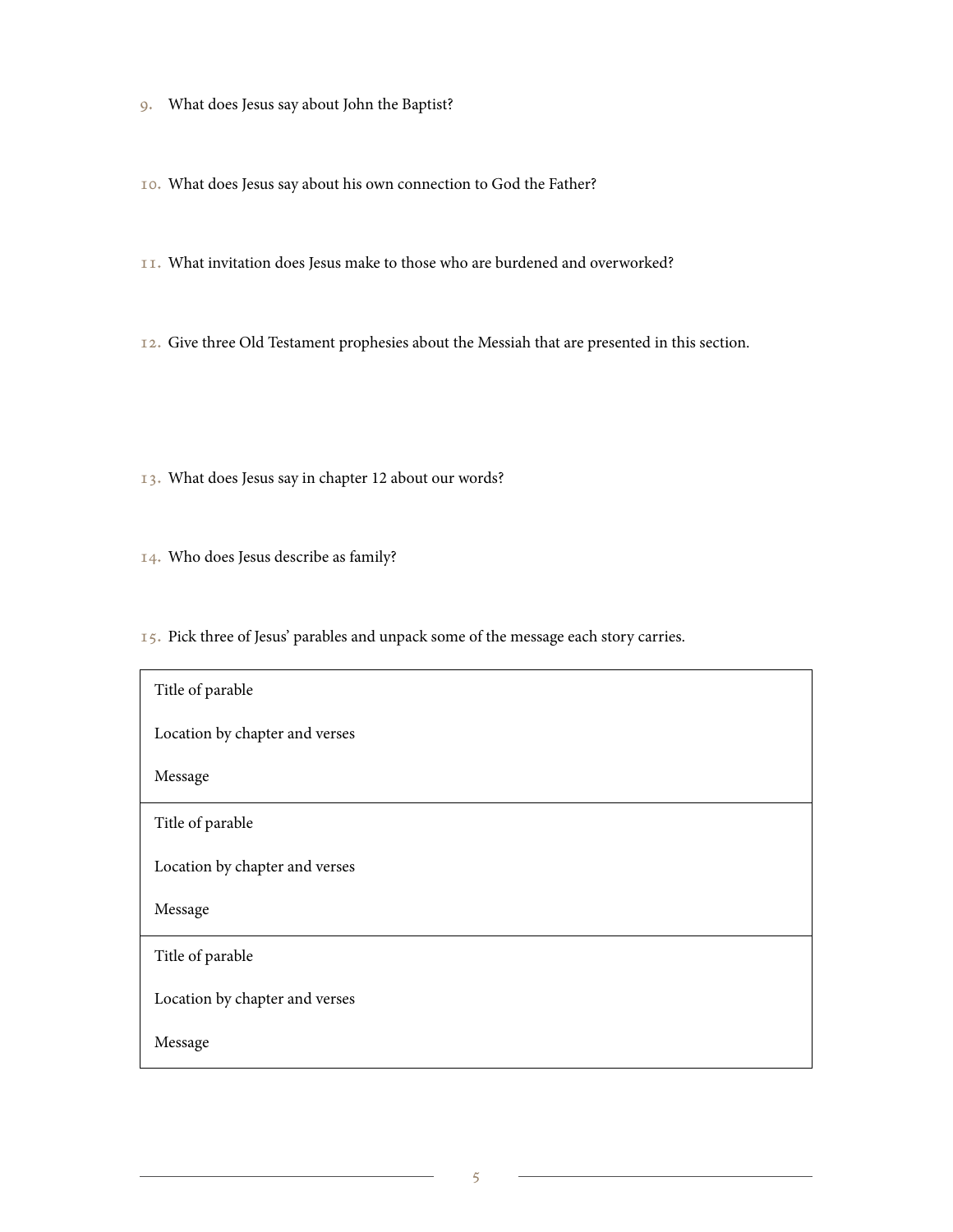9. What does Jesus say about John the Baptist?

10. What does Jesus say about his own connection to God the Father?

11. What invitation does Jesus make to those who are burdened and overworked?

12. Give three Old Testament prophesies about the Messiah that are presented in this section.

13. What does Jesus say in chapter 12 about our words?

14. Who does Jesus describe as family?

15. Pick three of Jesus' parables and unpack some of the message each story carries.

| |
|---|
| Title of parable<br><br>Location by chapter and verses<br><br>Message |
| Title of parable<br><br>Location by chapter and verses<br><br>Message |
| Title of parable<br><br>Location by chapter and verses<br><br>Message |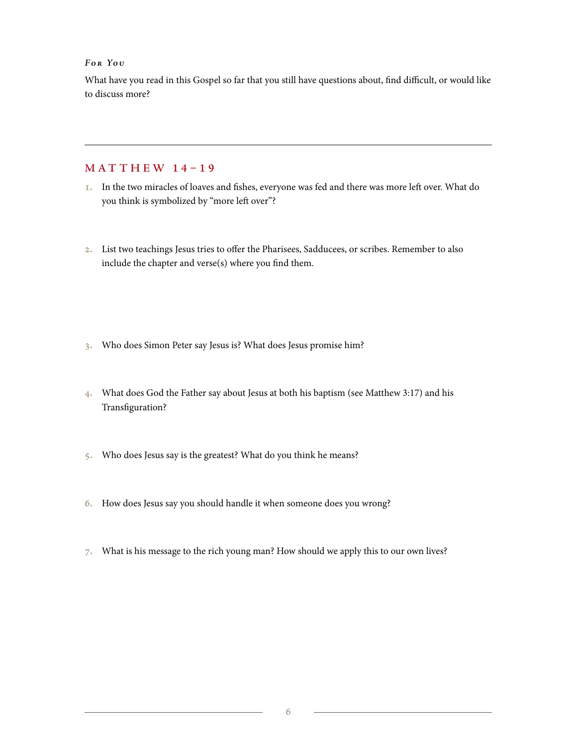***For You***

What have you read in this Gospel so far that you still have questions about, find difficult, or would like to discuss more?

---

## MATTHEW 14–19

1. In the two miracles of loaves and fishes, everyone was fed and there was more left over. What do you think is symbolized by “more left over”?

2. List two teachings Jesus tries to offer the Pharisees, Sadducees, or scribes. Remember to also include the chapter and verse(s) where you find them.

3. Who does Simon Peter say Jesus is? What does Jesus promise him?

4. What does God the Father say about Jesus at both his baptism (see Matthew 3:17) and his Transfiguration?

5. Who does Jesus say is the greatest? What do you think he means?

6. How does Jesus say you should handle it when someone does you wrong?

7. What is his message to the rich young man? How should we apply this to our own lives?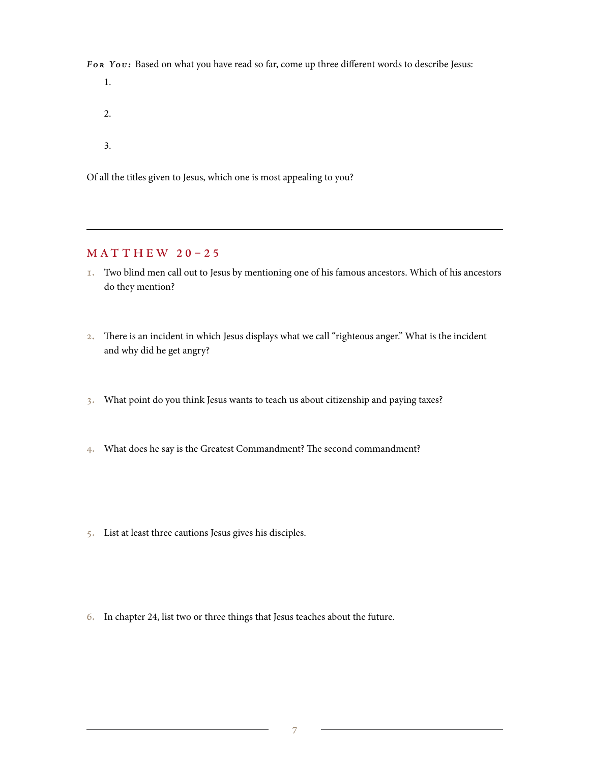***For You:*** Based on what you have read so far, come up three different words to describe Jesus:

1.
2.
3.

Of all the titles given to Jesus, which one is most appealing to you?

---

## MATTHEW 20–25

1. Two blind men call out to Jesus by mentioning one of his famous ancestors. Which of his ancestors do they mention?

2. There is an incident in which Jesus displays what we call "righteous anger." What is the incident and why did he get angry?

3. What point do you think Jesus wants to teach us about citizenship and paying taxes?

4. What does he say is the Greatest Commandment? The second commandment?

5. List at least three cautions Jesus gives his disciples.

6. In chapter 24, list two or three things that Jesus teaches about the future.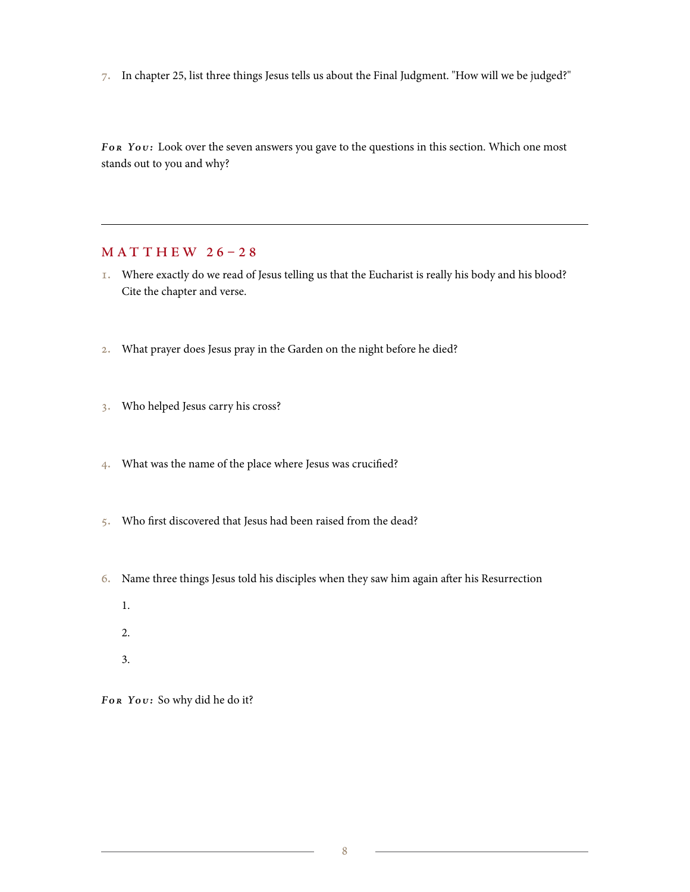7. In chapter 25, list three things Jesus tells us about the Final Judgment. "How will we be judged?"

***For You:*** Look over the seven answers you gave to the questions in this section. Which one most stands out to you and why?

---

## MATTHEW 26–28

1. Where exactly do we read of Jesus telling us that the Eucharist is really his body and his blood? Cite the chapter and verse.

2. What prayer does Jesus pray in the Garden on the night before he died?

3. Who helped Jesus carry his cross?

4. What was the name of the place where Jesus was crucified?

5. Who first discovered that Jesus had been raised from the dead?

6. Name three things Jesus told his disciples when they saw him again after his Resurrection

    1.

    2.

    3.

***For You:*** So why did he do it?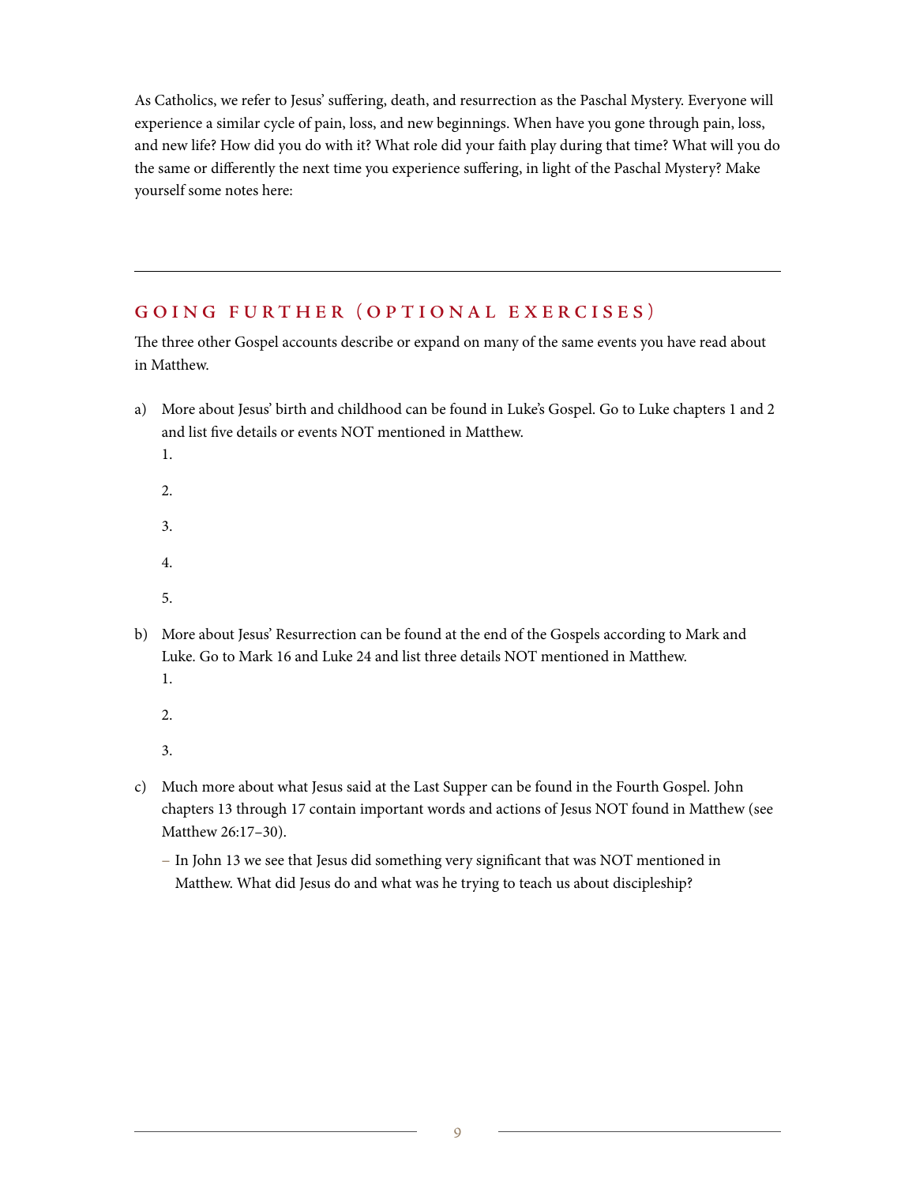As Catholics, we refer to Jesus' suffering, death, and resurrection as the Paschal Mystery. Everyone will experience a similar cycle of pain, loss, and new beginnings. When have you gone through pain, loss, and new life? How did you do with it? What role did your faith play during that time? What will you do the same or differently the next time you experience suffering, in light of the Paschal Mystery? Make yourself some notes here:

---

## GOING FURTHER (OPTIONAL EXERCISES)

The three other Gospel accounts describe or expand on many of the same events you have read about in Matthew.

a) More about Jesus' birth and childhood can be found in Luke's Gospel. Go to Luke chapters 1 and 2 and list five details or events NOT mentioned in Matthew.

   1.

   2.

   3.

   4.

   5.

b) More about Jesus' Resurrection can be found at the end of the Gospels according to Mark and Luke. Go to Mark 16 and Luke 24 and list three details NOT mentioned in Matthew.

   1.

   2.

   3.

c) Much more about what Jesus said at the Last Supper can be found in the Fourth Gospel. John chapters 13 through 17 contain important words and actions of Jesus NOT found in Matthew (see Matthew 26:17–30).

   – In John 13 we see that Jesus did something very significant that was NOT mentioned in Matthew. What did Jesus do and what was he trying to teach us about discipleship?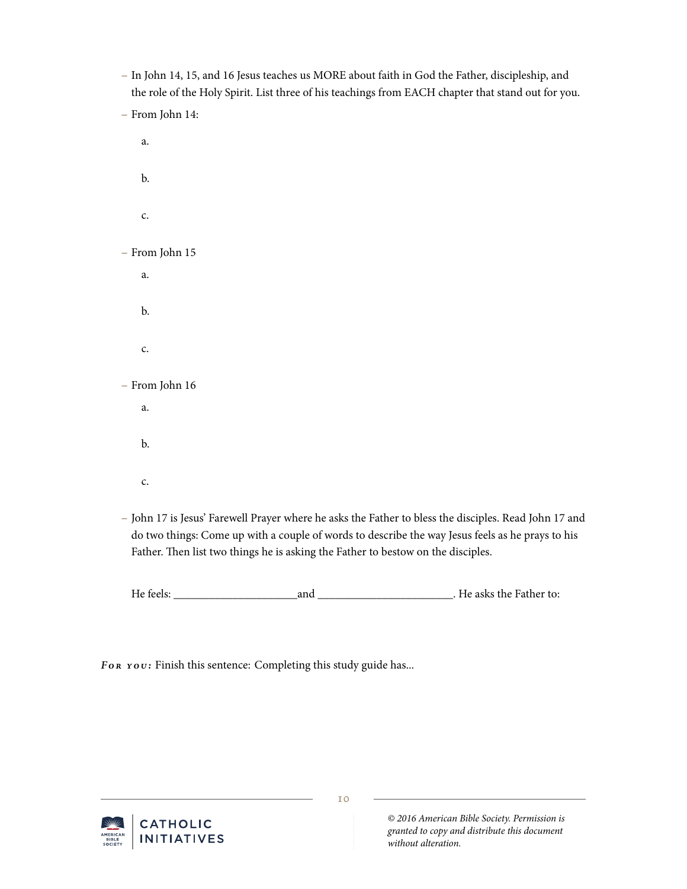- In John 14, 15, and 16 Jesus teaches us MORE about faith in God the Father, discipleship, and the role of the Holy Spirit. List three of his teachings from EACH chapter that stand out for you.
- From John 14:

  a.

  b.

  c.

- From John 15

  a.

  b.

  c.

- From John 16

  a.

  b.

  c.

- John 17 is Jesus' Farewell Prayer where he asks the Father to bless the disciples. Read John 17 and do two things: Come up with a couple of words to describe the way Jesus feels as he prays to his Father. Then list two things he is asking the Father to bestow on the disciples.

  He feels: _____________________and ______________________. He asks the Father to:

***For you:*** Finish this sentence: Completing this study guide has...

*© 2016 American Bible Society. Permission is granted to copy and distribute this document without alteration.*